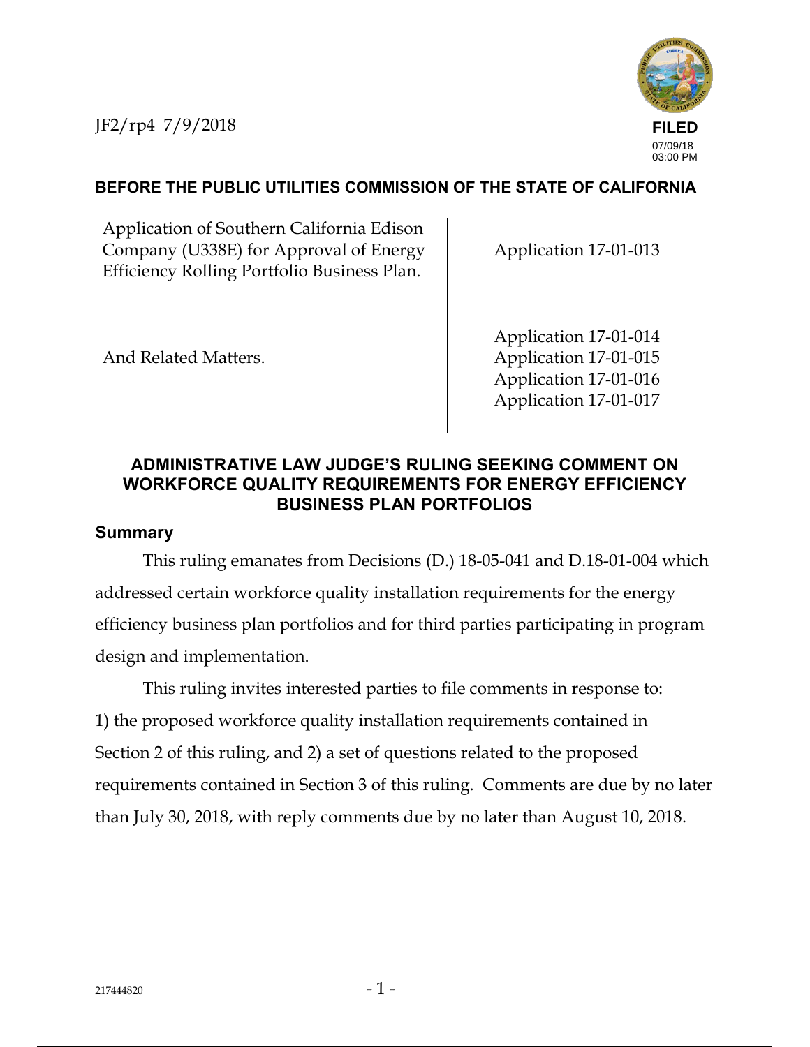JF2/rp4 7/9/2018

FILED
07/09/18
03:00 PM

**BEFORE THE PUBLIC UTILITIES COMMISSION OF THE STATE OF CALIFORNIA**

| | |
|---|---|
| Application of Southern California Edison Company (U338E) for Approval of Energy Efficiency Rolling Portfolio Business Plan. | Application 17-01-013 |
| And Related Matters. | Application 17-01-014<br>Application 17-01-015<br>Application 17-01-016<br>Application 17-01-017 |

# ADMINISTRATIVE LAW JUDGE'S RULING SEEKING COMMENT ON WORKFORCE QUALITY REQUIREMENTS FOR ENERGY EFFICIENCY BUSINESS PLAN PORTFOLIOS

## Summary

This ruling emanates from Decisions (D.) 18-05-041 and D.18-01-004 which addressed certain workforce quality installation requirements for the energy efficiency business plan portfolios and for third parties participating in program design and implementation.

This ruling invites interested parties to file comments in response to: 1) the proposed workforce quality installation requirements contained in Section 2 of this ruling, and 2) a set of questions related to the proposed requirements contained in Section 3 of this ruling. Comments are due by no later than July 30, 2018, with reply comments due by no later than August 10, 2018.

217444820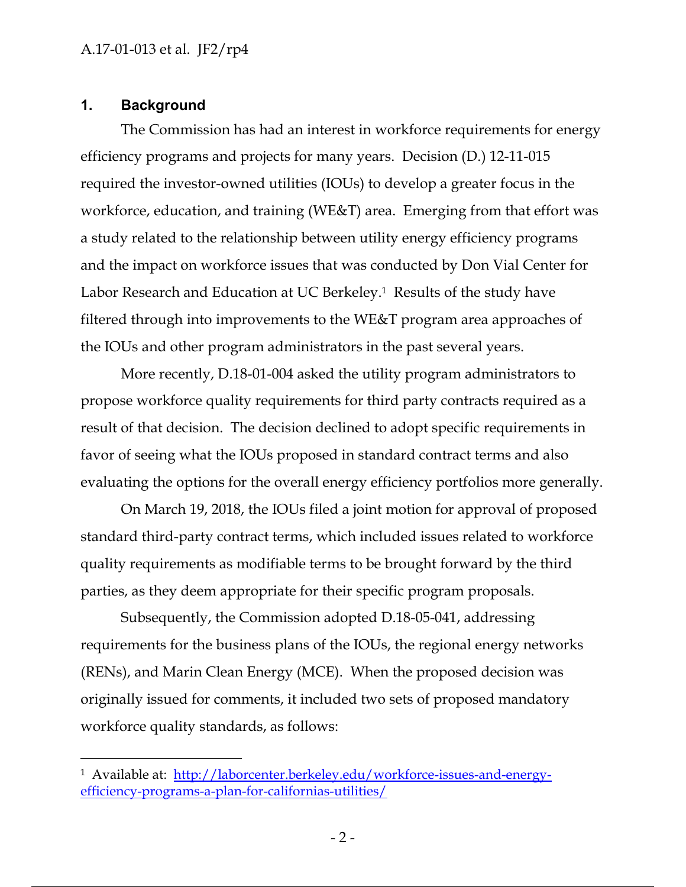## 1. Background

The Commission has had an interest in workforce requirements for energy efficiency programs and projects for many years. Decision (D.) 12-11-015 required the investor-owned utilities (IOUs) to develop a greater focus in the workforce, education, and training (WE&T) area. Emerging from that effort was a study related to the relationship between utility energy efficiency programs and the impact on workforce issues that was conducted by Don Vial Center for Labor Research and Education at UC Berkeley.[1] Results of the study have filtered through into improvements to the WE&T program area approaches of the IOUs and other program administrators in the past several years.

More recently, D.18-01-004 asked the utility program administrators to propose workforce quality requirements for third party contracts required as a result of that decision. The decision declined to adopt specific requirements in favor of seeing what the IOUs proposed in standard contract terms and also evaluating the options for the overall energy efficiency portfolios more generally.

On March 19, 2018, the IOUs filed a joint motion for approval of proposed standard third-party contract terms, which included issues related to workforce quality requirements as modifiable terms to be brought forward by the third parties, as they deem appropriate for their specific program proposals.

Subsequently, the Commission adopted D.18-05-041, addressing requirements for the business plans of the IOUs, the regional energy networks (RENs), and Marin Clean Energy (MCE). When the proposed decision was originally issued for comments, it included two sets of proposed mandatory workforce quality standards, as follows:

---

[1] Available at: http://laborcenter.berkeley.edu/workforce-issues-and-energy-efficiency-programs-a-plan-for-californias-utilities/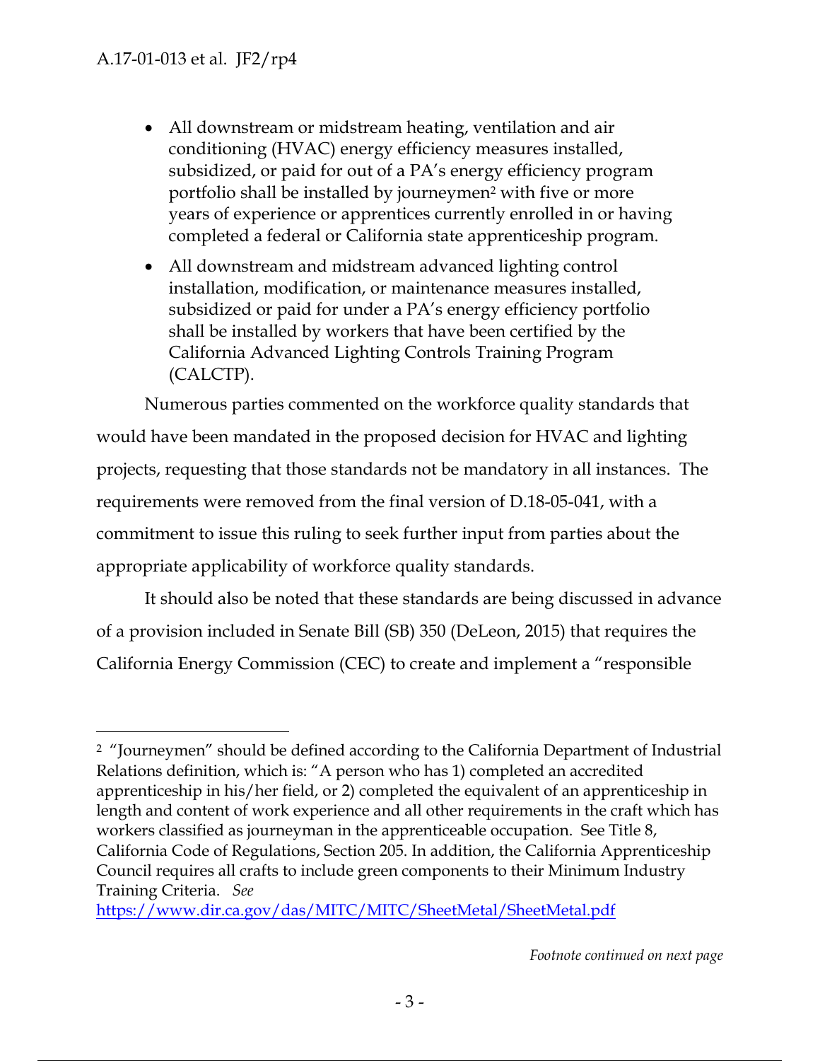- All downstream or midstream heating, ventilation and air conditioning (HVAC) energy efficiency measures installed, subsidized, or paid for out of a PA's energy efficiency program portfolio shall be installed by journeymen[2] with five or more years of experience or apprentices currently enrolled in or having completed a federal or California state apprenticeship program.
- All downstream and midstream advanced lighting control installation, modification, or maintenance measures installed, subsidized or paid for under a PA's energy efficiency portfolio shall be installed by workers that have been certified by the California Advanced Lighting Controls Training Program (CALCTP).

Numerous parties commented on the workforce quality standards that would have been mandated in the proposed decision for HVAC and lighting projects, requesting that those standards not be mandatory in all instances. The requirements were removed from the final version of D.18-05-041, with a commitment to issue this ruling to seek further input from parties about the appropriate applicability of workforce quality standards.

It should also be noted that these standards are being discussed in advance of a provision included in Senate Bill (SB) 350 (DeLeon, 2015) that requires the California Energy Commission (CEC) to create and implement a "responsible

---

[2] "Journeymen" should be defined according to the California Department of Industrial Relations definition, which is: "A person who has 1) completed an accredited apprenticeship in his/her field, or 2) completed the equivalent of an apprenticeship in length and content of work experience and all other requirements in the craft which has workers classified as journeyman in the apprenticeable occupation. See Title 8, California Code of Regulations, Section 205. In addition, the California Apprenticeship Council requires all crafts to include green components to their Minimum Industry Training Criteria. *See* https://www.dir.ca.gov/das/MITC/MITC/SheetMetal/SheetMetal.pdf

*Footnote continued on next page*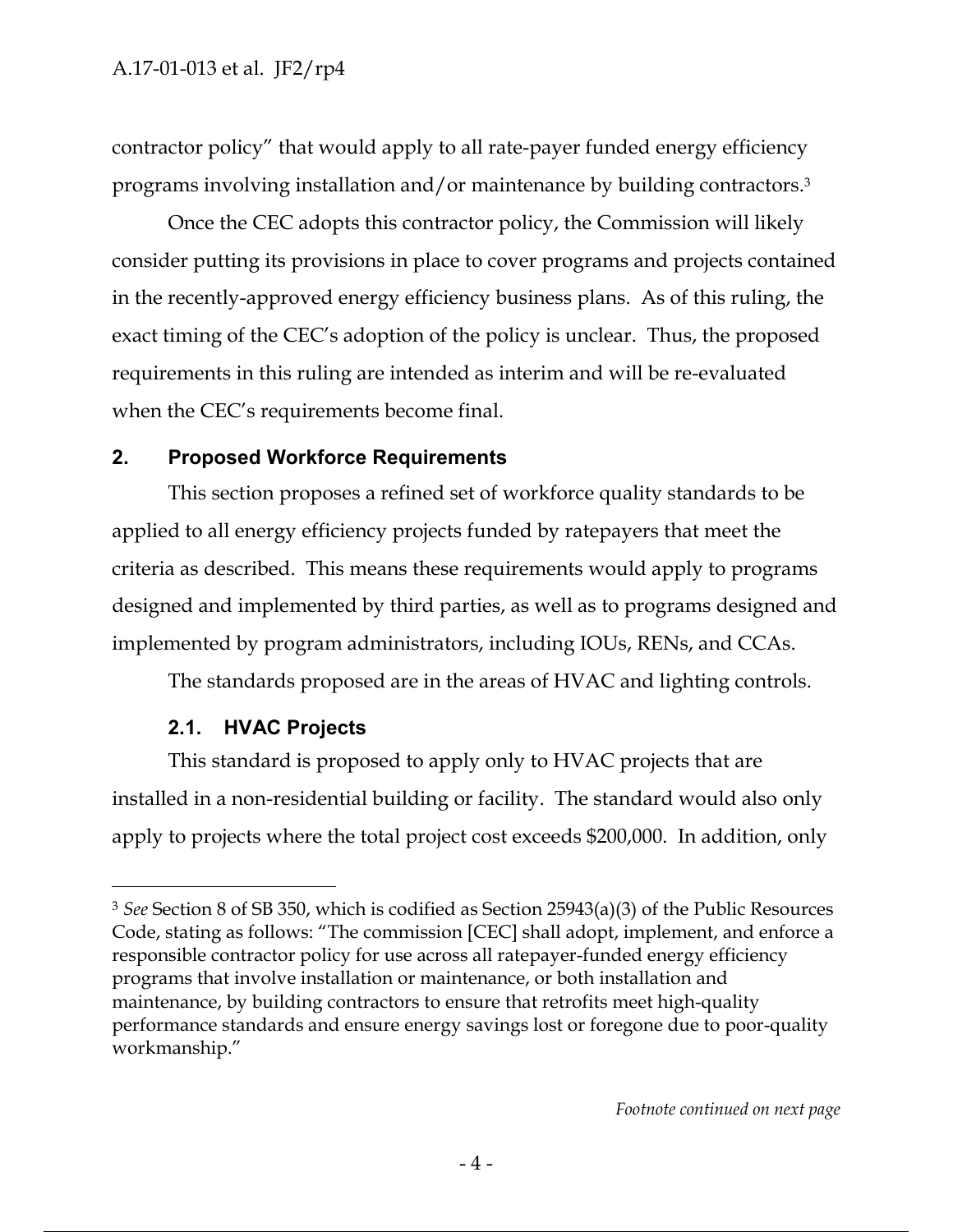contractor policy" that would apply to all rate-payer funded energy efficiency programs involving installation and/or maintenance by building contractors.[3]

Once the CEC adopts this contractor policy, the Commission will likely consider putting its provisions in place to cover programs and projects contained in the recently-approved energy efficiency business plans. As of this ruling, the exact timing of the CEC's adoption of the policy is unclear. Thus, the proposed requirements in this ruling are intended as interim and will be re-evaluated when the CEC's requirements become final.

## 2. Proposed Workforce Requirements

This section proposes a refined set of workforce quality standards to be applied to all energy efficiency projects funded by ratepayers that meet the criteria as described. This means these requirements would apply to programs designed and implemented by third parties, as well as to programs designed and implemented by program administrators, including IOUs, RENs, and CCAs.

The standards proposed are in the areas of HVAC and lighting controls.

### 2.1. HVAC Projects

This standard is proposed to apply only to HVAC projects that are installed in a non-residential building or facility. The standard would also only apply to projects where the total project cost exceeds $200,000. In addition, only

---

[3] *See* Section 8 of SB 350, which is codified as Section 25943(a)(3) of the Public Resources Code, stating as follows: "The commission [CEC] shall adopt, implement, and enforce a responsible contractor policy for use across all ratepayer-funded energy efficiency programs that involve installation or maintenance, or both installation and maintenance, by building contractors to ensure that retrofits meet high-quality performance standards and ensure energy savings lost or foregone due to poor-quality workmanship."

*Footnote continued on next page*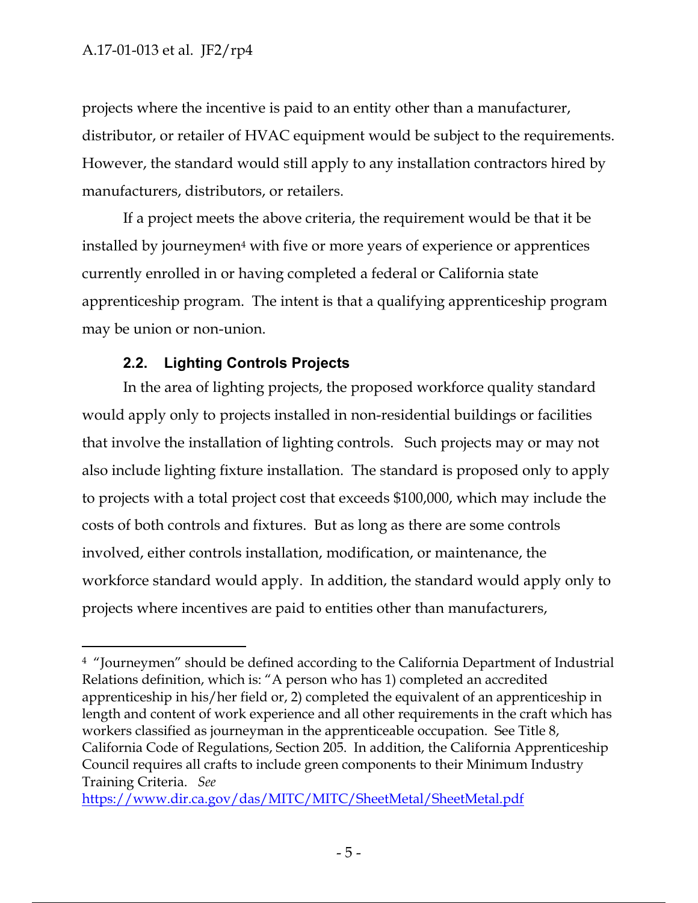projects where the incentive is paid to an entity other than a manufacturer, distributor, or retailer of HVAC equipment would be subject to the requirements. However, the standard would still apply to any installation contractors hired by manufacturers, distributors, or retailers.

If a project meets the above criteria, the requirement would be that it be installed by journeymen[4] with five or more years of experience or apprentices currently enrolled in or having completed a federal or California state apprenticeship program. The intent is that a qualifying apprenticeship program may be union or non-union.

### 2.2. Lighting Controls Projects

In the area of lighting projects, the proposed workforce quality standard would apply only to projects installed in non-residential buildings or facilities that involve the installation of lighting controls. Such projects may or may not also include lighting fixture installation. The standard is proposed only to apply to projects with a total project cost that exceeds $100,000, which may include the costs of both controls and fixtures. But as long as there are some controls involved, either controls installation, modification, or maintenance, the workforce standard would apply. In addition, the standard would apply only to projects where incentives are paid to entities other than manufacturers,

---

[4] "Journeymen" should be defined according to the California Department of Industrial Relations definition, which is: "A person who has 1) completed an accredited apprenticeship in his/her field or, 2) completed the equivalent of an apprenticeship in length and content of work experience and all other requirements in the craft which has workers classified as journeyman in the apprenticeable occupation. See Title 8, California Code of Regulations, Section 205. In addition, the California Apprenticeship Council requires all crafts to include green components to their Minimum Industry Training Criteria. *See* https://www.dir.ca.gov/das/MITC/MITC/SheetMetal/SheetMetal.pdf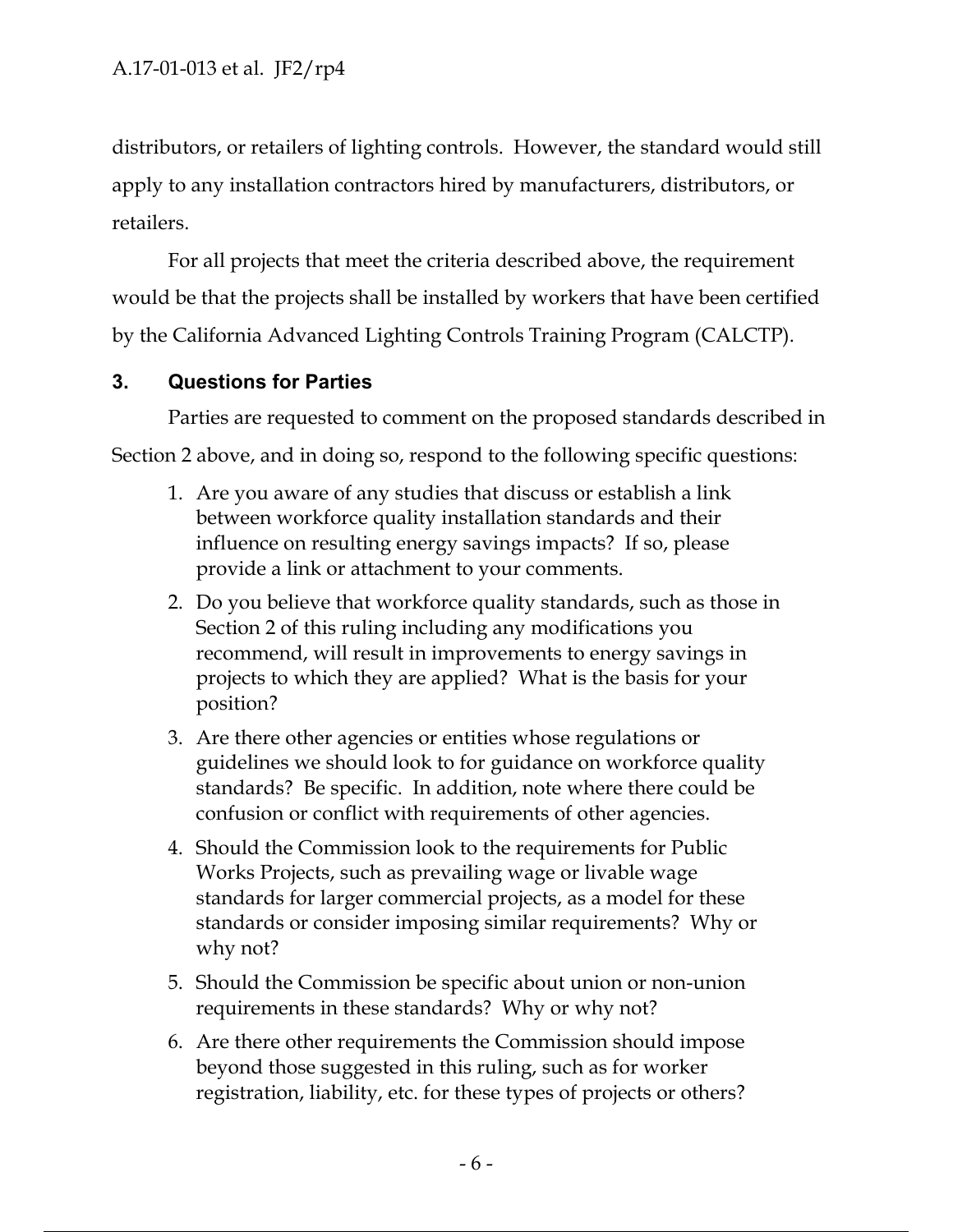distributors, or retailers of lighting controls. However, the standard would still apply to any installation contractors hired by manufacturers, distributors, or retailers.

For all projects that meet the criteria described above, the requirement would be that the projects shall be installed by workers that have been certified by the California Advanced Lighting Controls Training Program (CALCTP).

## 3. Questions for Parties

Parties are requested to comment on the proposed standards described in Section 2 above, and in doing so, respond to the following specific questions:

1. Are you aware of any studies that discuss or establish a link between workforce quality installation standards and their influence on resulting energy savings impacts? If so, please provide a link or attachment to your comments.
2. Do you believe that workforce quality standards, such as those in Section 2 of this ruling including any modifications you recommend, will result in improvements to energy savings in projects to which they are applied? What is the basis for your position?
3. Are there other agencies or entities whose regulations or guidelines we should look to for guidance on workforce quality standards? Be specific. In addition, note where there could be confusion or conflict with requirements of other agencies.
4. Should the Commission look to the requirements for Public Works Projects, such as prevailing wage or livable wage standards for larger commercial projects, as a model for these standards or consider imposing similar requirements? Why or why not?
5. Should the Commission be specific about union or non-union requirements in these standards? Why or why not?
6. Are there other requirements the Commission should impose beyond those suggested in this ruling, such as for worker registration, liability, etc. for these types of projects or others?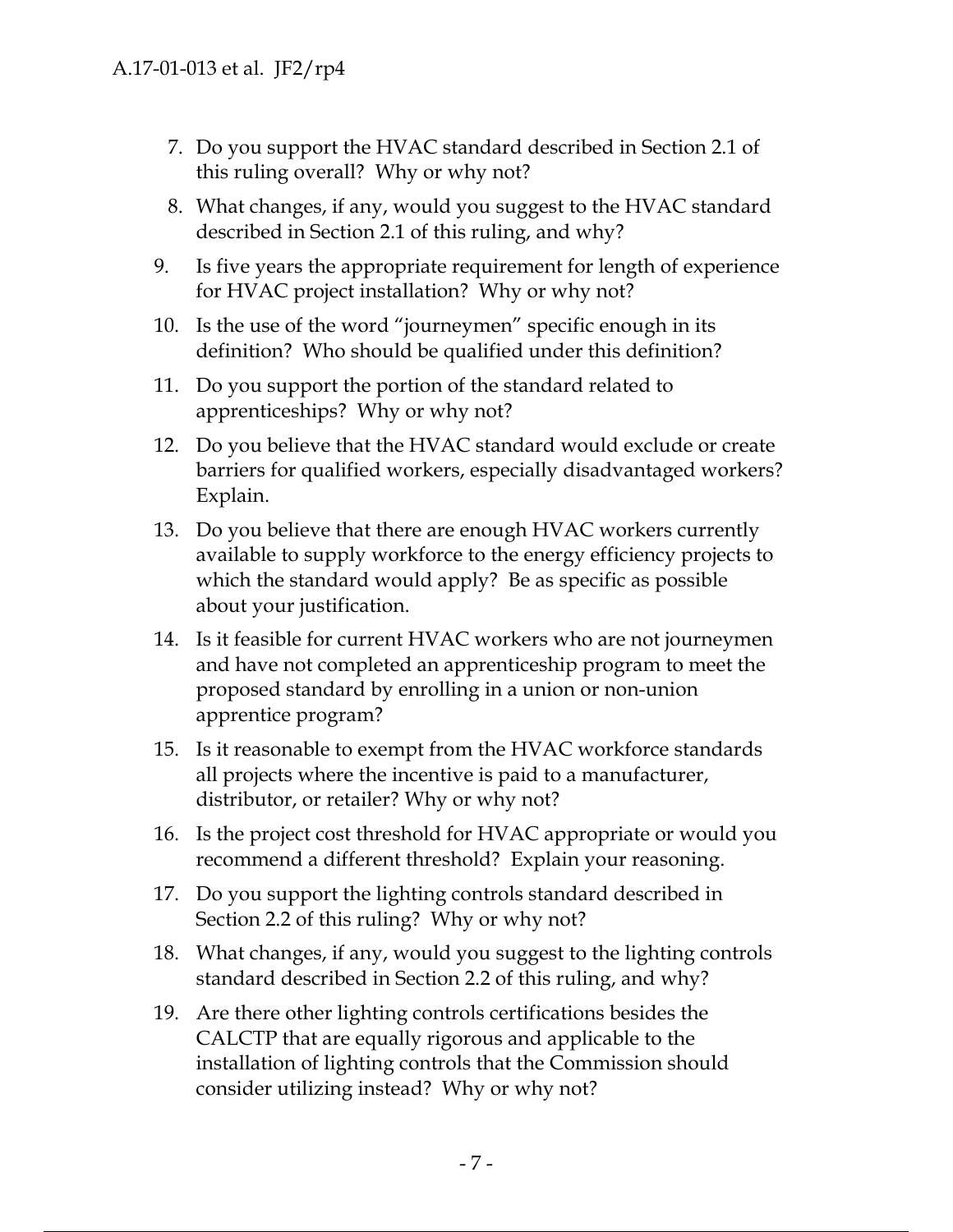7. Do you support the HVAC standard described in Section 2.1 of this ruling overall? Why or why not?
8. What changes, if any, would you suggest to the HVAC standard described in Section 2.1 of this ruling, and why?
9. Is five years the appropriate requirement for length of experience for HVAC project installation? Why or why not?
10. Is the use of the word "journeymen" specific enough in its definition? Who should be qualified under this definition?
11. Do you support the portion of the standard related to apprenticeships? Why or why not?
12. Do you believe that the HVAC standard would exclude or create barriers for qualified workers, especially disadvantaged workers? Explain.
13. Do you believe that there are enough HVAC workers currently available to supply workforce to the energy efficiency projects to which the standard would apply? Be as specific as possible about your justification.
14. Is it feasible for current HVAC workers who are not journeymen and have not completed an apprenticeship program to meet the proposed standard by enrolling in a union or non-union apprentice program?
15. Is it reasonable to exempt from the HVAC workforce standards all projects where the incentive is paid to a manufacturer, distributor, or retailer? Why or why not?
16. Is the project cost threshold for HVAC appropriate or would you recommend a different threshold? Explain your reasoning.
17. Do you support the lighting controls standard described in Section 2.2 of this ruling? Why or why not?
18. What changes, if any, would you suggest to the lighting controls standard described in Section 2.2 of this ruling, and why?
19. Are there other lighting controls certifications besides the CALCTP that are equally rigorous and applicable to the installation of lighting controls that the Commission should consider utilizing instead? Why or why not?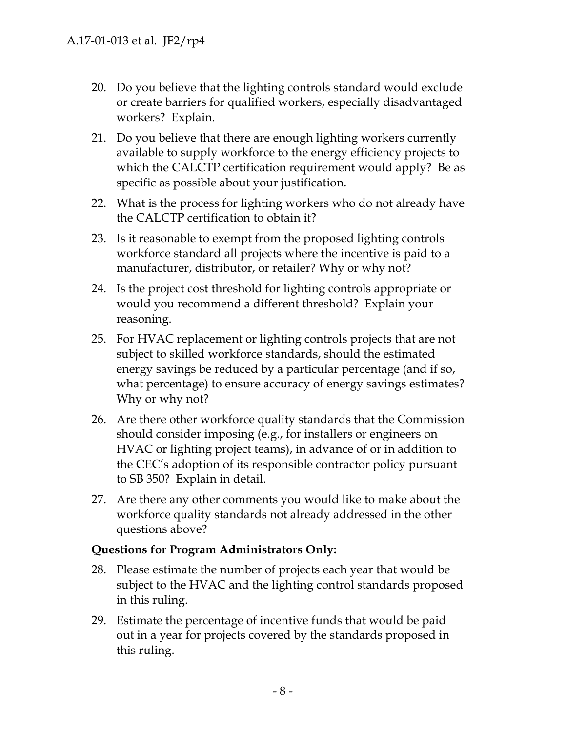20. Do you believe that the lighting controls standard would exclude or create barriers for qualified workers, especially disadvantaged workers? Explain.

21. Do you believe that there are enough lighting workers currently available to supply workforce to the energy efficiency projects to which the CALCTP certification requirement would apply? Be as specific as possible about your justification.

22. What is the process for lighting workers who do not already have the CALCTP certification to obtain it?

23. Is it reasonable to exempt from the proposed lighting controls workforce standard all projects where the incentive is paid to a manufacturer, distributor, or retailer? Why or why not?

24. Is the project cost threshold for lighting controls appropriate or would you recommend a different threshold? Explain your reasoning.

25. For HVAC replacement or lighting controls projects that are not subject to skilled workforce standards, should the estimated energy savings be reduced by a particular percentage (and if so, what percentage) to ensure accuracy of energy savings estimates? Why or why not?

26. Are there other workforce quality standards that the Commission should consider imposing (e.g., for installers or engineers on HVAC or lighting project teams), in advance of or in addition to the CEC's adoption of its responsible contractor policy pursuant to SB 350? Explain in detail.

27. Are there any other comments you would like to make about the workforce quality standards not already addressed in the other questions above?

**Questions for Program Administrators Only:**

28. Please estimate the number of projects each year that would be subject to the HVAC and the lighting control standards proposed in this ruling.

29. Estimate the percentage of incentive funds that would be paid out in a year for projects covered by the standards proposed in this ruling.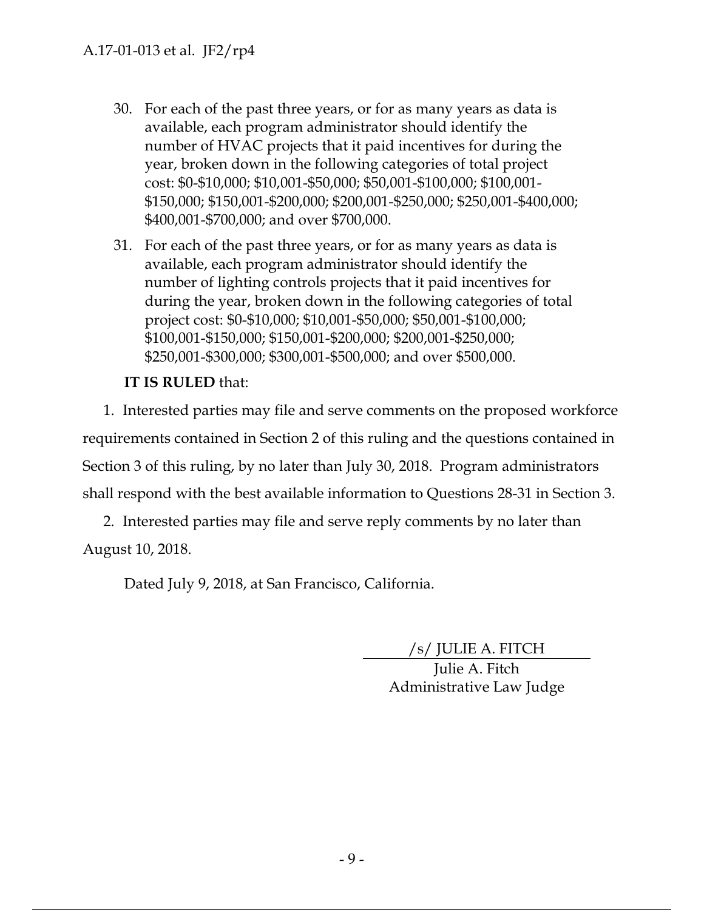30. For each of the past three years, or for as many years as data is available, each program administrator should identify the number of HVAC projects that it paid incentives for during the year, broken down in the following categories of total project cost: $0-$10,000; $10,001-$50,000; $50,001-$100,000; $100,001-$150,000; $150,001-$200,000; $200,001-$250,000; $250,001-$400,000; $400,001-$700,000; and over $700,000.

31. For each of the past three years, or for as many years as data is available, each program administrator should identify the number of lighting controls projects that it paid incentives for during the year, broken down in the following categories of total project cost: $0-$10,000; $10,001-$50,000; $50,001-$100,000; $100,001-$150,000; $150,001-$200,000; $200,001-$250,000; $250,001-$300,000; $300,001-$500,000; and over $500,000.

**IT IS RULED** that:

1. Interested parties may file and serve comments on the proposed workforce requirements contained in Section 2 of this ruling and the questions contained in Section 3 of this ruling, by no later than July 30, 2018. Program administrators shall respond with the best available information to Questions 28-31 in Section 3.

2. Interested parties may file and serve reply comments by no later than August 10, 2018.

Dated July 9, 2018, at San Francisco, California.

/s/ JULIE A. FITCH
Julie A. Fitch
Administrative Law Judge